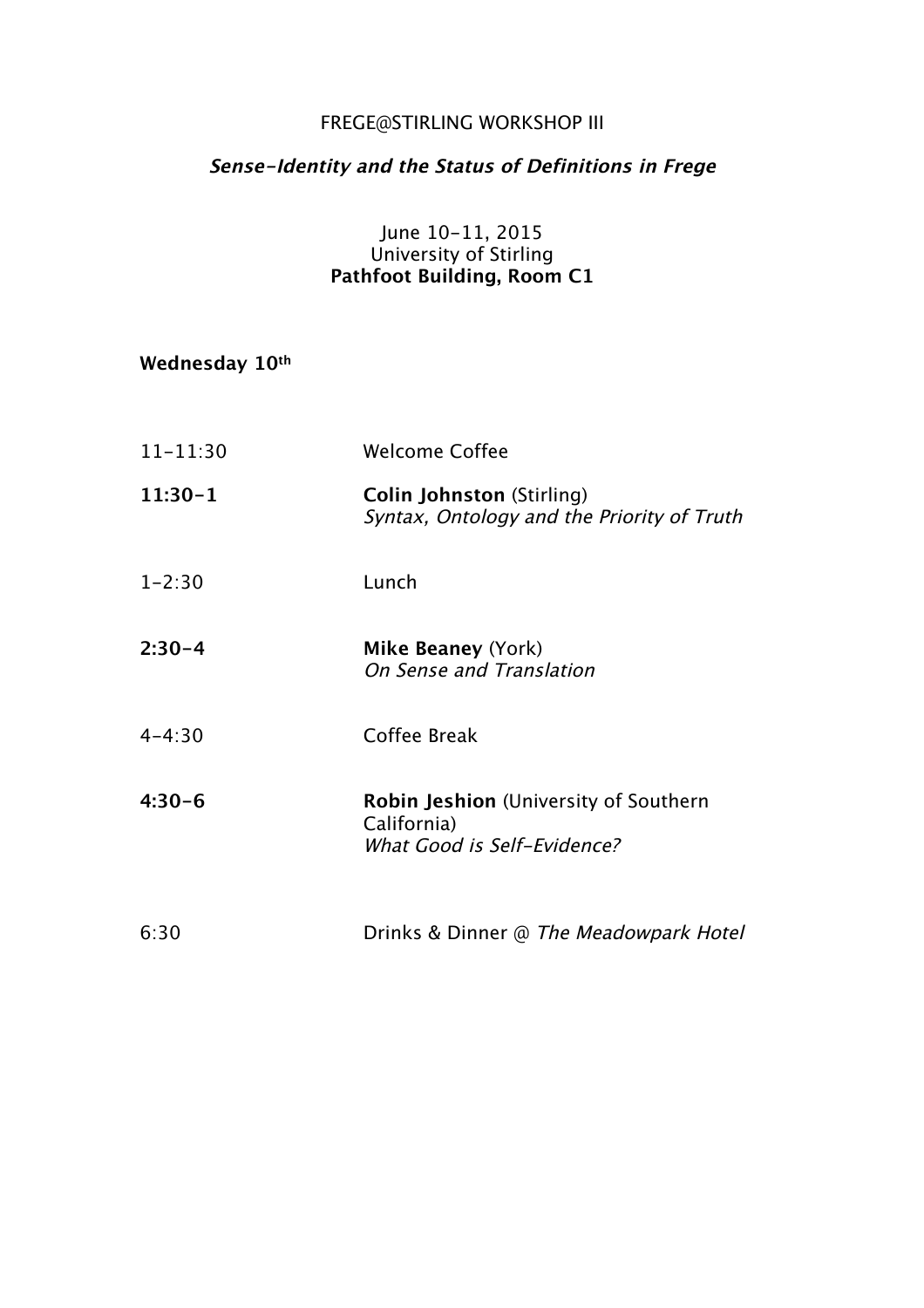# FREGE@STIRLING WORKSHOP III

## *Sense-Identity and the Status of Definitions in Frege*

June 10-11, 2015
University of Stirling
**Pathfoot Building, Room C1**

**Wednesday 10th**

| | |
|---|---|
| 11-11:30 | Welcome Coffee |
| **11:30-1** | **Colin Johnston** (Stirling) *Syntax, Ontology and the Priority of Truth* |
| 1-2:30 | Lunch |
| **2:30-4** | **Mike Beaney** (York) *On Sense and Translation* |
| 4-4:30 | Coffee Break |
| **4:30-6** | **Robin Jeshion** (University of Southern California) *What Good is Self-Evidence?* |
| 6:30 | Drinks & Dinner @ *The Meadowpark Hotel* |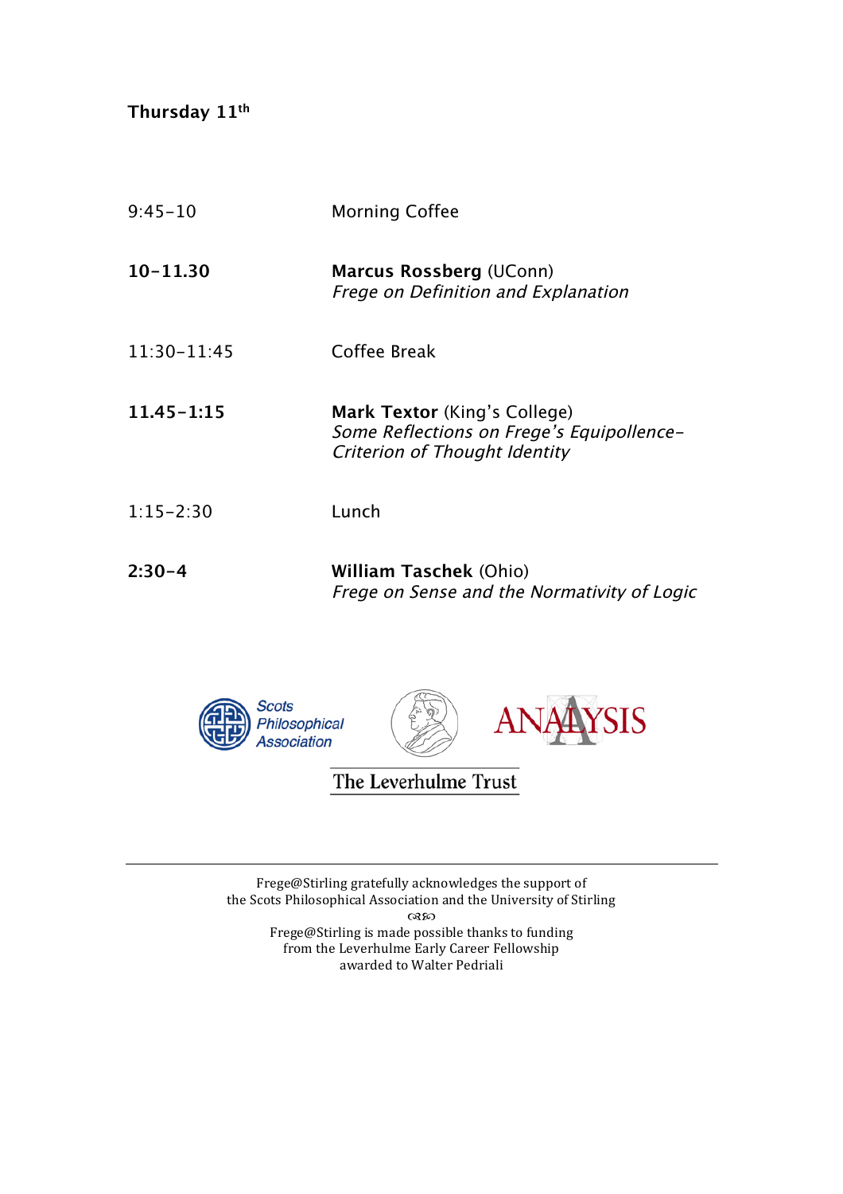**Thursday 11th**

| | |
|---|---|
| 9:45–10 | Morning Coffee |
| **10–11.30** | **Marcus Rossberg** (UConn)<br>*Frege on Definition and Explanation* |
| 11:30–11:45 | Coffee Break |
| **11.45–1:15** | **Mark Textor** (King's College)<br>*Some Reflections on Frege's Equipollence-Criterion of Thought Identity* |
| 1:15–2:30 | Lunch |
| **2:30–4** | **William Taschek** (Ohio)<br>*Frege on Sense and the Normativity of Logic* |

Scots Philosophical Association

ANALYSIS

The Leverhulme Trust

---

Frege@Stirling gratefully acknowledges the support of
the Scots Philosophical Association and the University of Stirling

Frege@Stirling is made possible thanks to funding
from the Leverhulme Early Career Fellowship
awarded to Walter Pedriali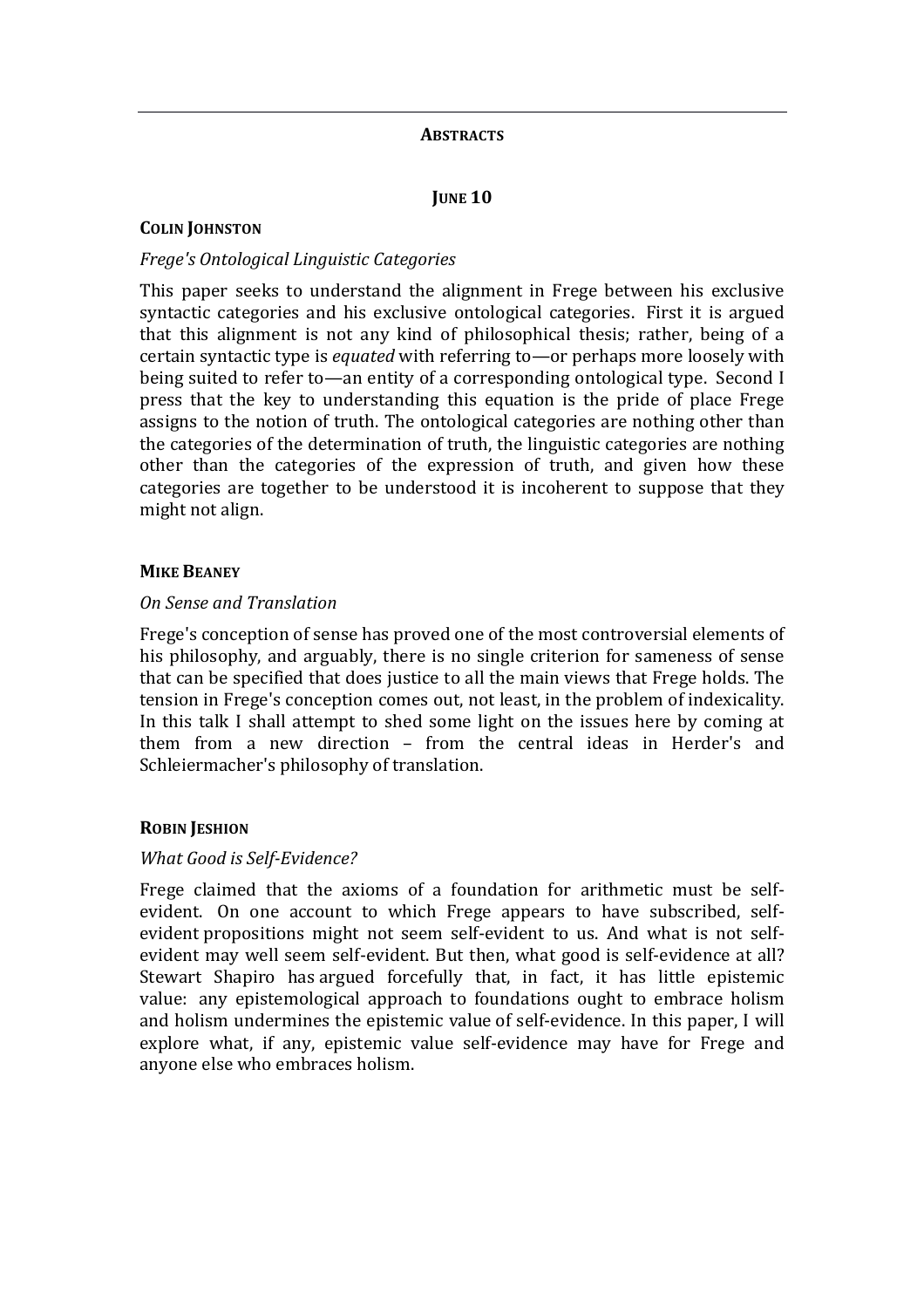## ABSTRACTS

### JUNE 10

**COLIN JOHNSTON**

*Frege's Ontological Linguistic Categories*

This paper seeks to understand the alignment in Frege between his exclusive syntactic categories and his exclusive ontological categories. First it is argued that this alignment is not any kind of philosophical thesis; rather, being of a certain syntactic type is *equated* with referring to—or perhaps more loosely with being suited to refer to—an entity of a corresponding ontological type. Second I press that the key to understanding this equation is the pride of place Frege assigns to the notion of truth. The ontological categories are nothing other than the categories of the determination of truth, the linguistic categories are nothing other than the categories of the expression of truth, and given how these categories are together to be understood it is incoherent to suppose that they might not align.

**MIKE BEANEY**

*On Sense and Translation*

Frege's conception of sense has proved one of the most controversial elements of his philosophy, and arguably, there is no single criterion for sameness of sense that can be specified that does justice to all the main views that Frege holds. The tension in Frege's conception comes out, not least, in the problem of indexicality. In this talk I shall attempt to shed some light on the issues here by coming at them from a new direction – from the central ideas in Herder's and Schleiermacher's philosophy of translation.

**ROBIN JESHION**

*What Good is Self-Evidence?*

Frege claimed that the axioms of a foundation for arithmetic must be self-evident. On one account to which Frege appears to have subscribed, self-evident propositions might not seem self-evident to us. And what is not self-evident may well seem self-evident. But then, what good is self-evidence at all? Stewart Shapiro has argued forcefully that, in fact, it has little epistemic value: any epistemological approach to foundations ought to embrace holism and holism undermines the epistemic value of self-evidence. In this paper, I will explore what, if any, epistemic value self-evidence may have for Frege and anyone else who embraces holism.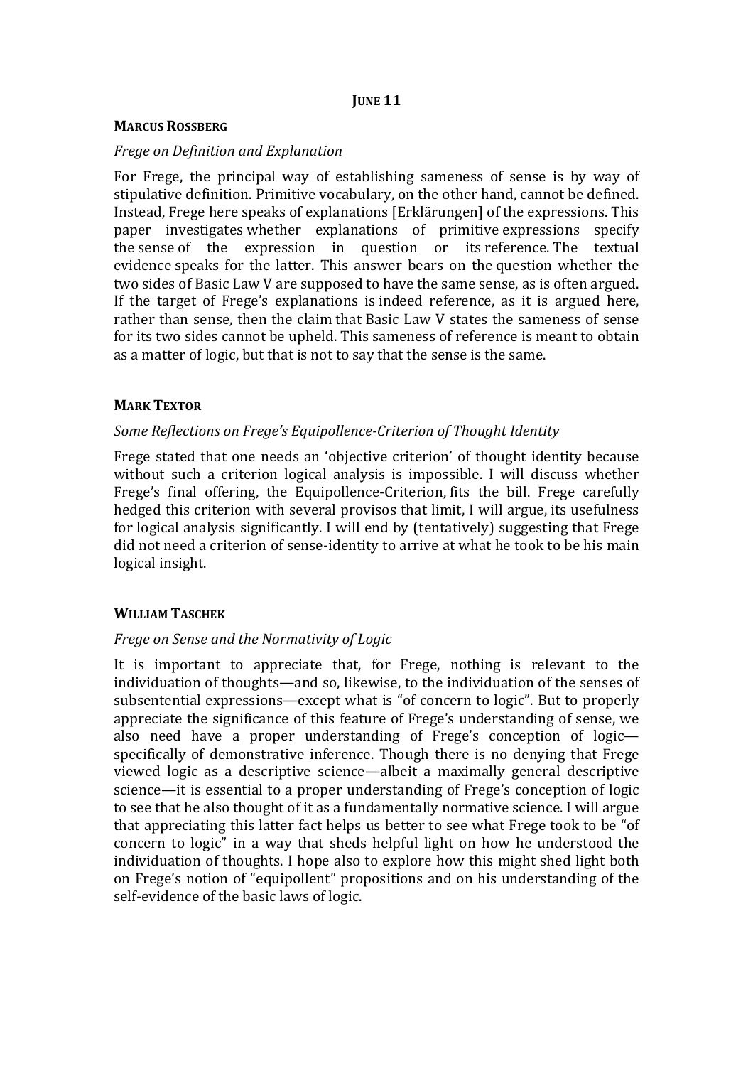**June 11**

**Marcus Rossberg**

*Frege on Definition and Explanation*

For Frege, the principal way of establishing sameness of sense is by way of stipulative definition. Primitive vocabulary, on the other hand, cannot be defined. Instead, Frege here speaks of explanations [Erklärungen] of the expressions. This paper investigates whether explanations of primitive expressions specify the sense of the expression in question or its reference. The textual evidence speaks for the latter. This answer bears on the question whether the two sides of Basic Law V are supposed to have the same sense, as is often argued. If the target of Frege's explanations is indeed reference, as it is argued here, rather than sense, then the claim that Basic Law V states the sameness of sense for its two sides cannot be upheld. This sameness of reference is meant to obtain as a matter of logic, but that is not to say that the sense is the same.

**Mark Textor**

*Some Reflections on Frege's Equipollence-Criterion of Thought Identity*

Frege stated that one needs an 'objective criterion' of thought identity because without such a criterion logical analysis is impossible. I will discuss whether Frege's final offering, the Equipollence-Criterion, fits the bill. Frege carefully hedged this criterion with several provisos that limit, I will argue, its usefulness for logical analysis significantly. I will end by (tentatively) suggesting that Frege did not need a criterion of sense-identity to arrive at what he took to be his main logical insight.

**William Taschek**

*Frege on Sense and the Normativity of Logic*

It is important to appreciate that, for Frege, nothing is relevant to the individuation of thoughts—and so, likewise, to the individuation of the senses of subsentential expressions—except what is "of concern to logic". But to properly appreciate the significance of this feature of Frege's understanding of sense, we also need have a proper understanding of Frege's conception of logic—specifically of demonstrative inference. Though there is no denying that Frege viewed logic as a descriptive science—albeit a maximally general descriptive science—it is essential to a proper understanding of Frege's conception of logic to see that he also thought of it as a fundamentally normative science. I will argue that appreciating this latter fact helps us better to see what Frege took to be "of concern to logic" in a way that sheds helpful light on how he understood the individuation of thoughts. I hope also to explore how this might shed light both on Frege's notion of "equipollent" propositions and on his understanding of the self-evidence of the basic laws of logic.